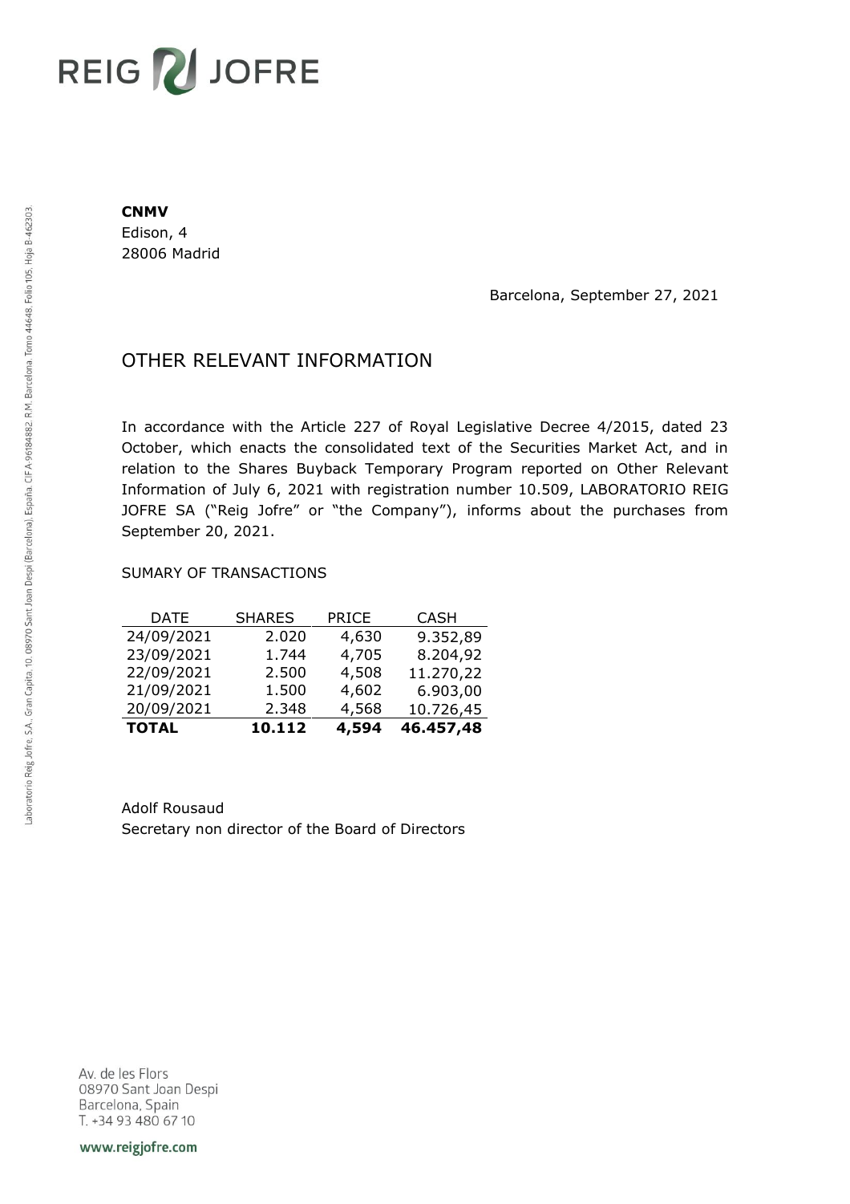**CNMV**
Edison, 4
28006 Madrid

Barcelona, September 27, 2021

## OTHER RELEVANT INFORMATION

In accordance with the Article 227 of Royal Legislative Decree 4/2015, dated 23 October, which enacts the consolidated text of the Securities Market Act, and in relation to the Shares Buyback Temporary Program reported on Other Relevant Information of July 6, 2021 with registration number 10.509, LABORATORIO REIG JOFRE SA ("Reig Jofre" or "the Company"), informs about the purchases from September 20, 2021.

SUMARY OF TRANSACTIONS

| DATE | SHARES | PRICE | CASH |
|---|---|---|---|
| 24/09/2021 | 2.020 | 4,630 | 9.352,89 |
| 23/09/2021 | 1.744 | 4,705 | 8.204,92 |
| 22/09/2021 | 2.500 | 4,508 | 11.270,22 |
| 21/09/2021 | 1.500 | 4,602 | 6.903,00 |
| 20/09/2021 | 2.348 | 4,568 | 10.726,45 |
| **TOTAL** | **10.112** | **4,594** | **46.457,48** |

Adolf Rousaud
Secretary non director of the Board of Directors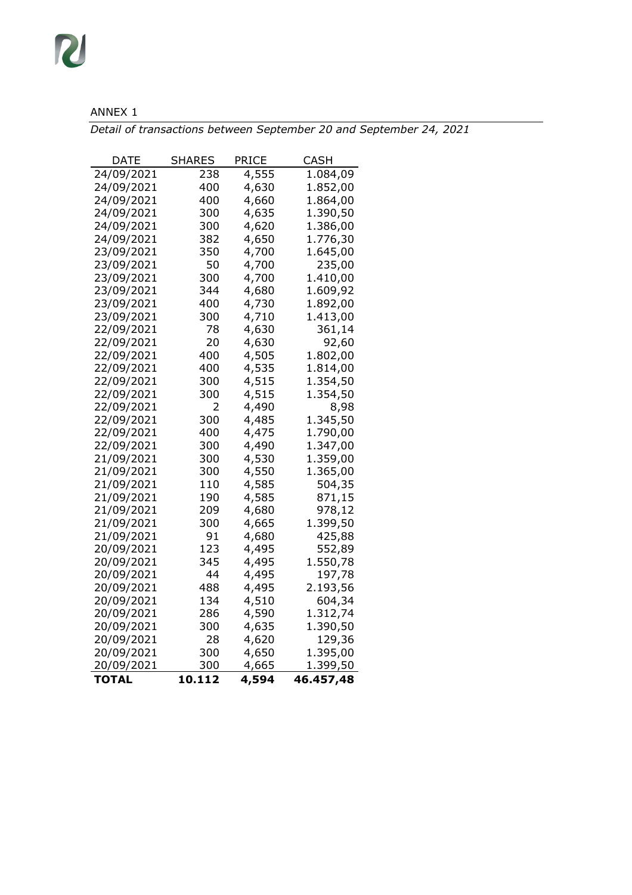ANNEX 1

*Detail of transactions between September 20 and September 24, 2021*

| DATE | SHARES | PRICE | CASH |
|---|---|---|---|
| 24/09/2021 | 238 | 4,555 | 1.084,09 |
| 24/09/2021 | 400 | 4,630 | 1.852,00 |
| 24/09/2021 | 400 | 4,660 | 1.864,00 |
| 24/09/2021 | 300 | 4,635 | 1.390,50 |
| 24/09/2021 | 300 | 4,620 | 1.386,00 |
| 24/09/2021 | 382 | 4,650 | 1.776,30 |
| 23/09/2021 | 350 | 4,700 | 1.645,00 |
| 23/09/2021 | 50 | 4,700 | 235,00 |
| 23/09/2021 | 300 | 4,700 | 1.410,00 |
| 23/09/2021 | 344 | 4,680 | 1.609,92 |
| 23/09/2021 | 400 | 4,730 | 1.892,00 |
| 23/09/2021 | 300 | 4,710 | 1.413,00 |
| 22/09/2021 | 78 | 4,630 | 361,14 |
| 22/09/2021 | 20 | 4,630 | 92,60 |
| 22/09/2021 | 400 | 4,505 | 1.802,00 |
| 22/09/2021 | 400 | 4,535 | 1.814,00 |
| 22/09/2021 | 300 | 4,515 | 1.354,50 |
| 22/09/2021 | 300 | 4,515 | 1.354,50 |
| 22/09/2021 | 2 | 4,490 | 8,98 |
| 22/09/2021 | 300 | 4,485 | 1.345,50 |
| 22/09/2021 | 400 | 4,475 | 1.790,00 |
| 22/09/2021 | 300 | 4,490 | 1.347,00 |
| 21/09/2021 | 300 | 4,530 | 1.359,00 |
| 21/09/2021 | 300 | 4,550 | 1.365,00 |
| 21/09/2021 | 110 | 4,585 | 504,35 |
| 21/09/2021 | 190 | 4,585 | 871,15 |
| 21/09/2021 | 209 | 4,680 | 978,12 |
| 21/09/2021 | 300 | 4,665 | 1.399,50 |
| 21/09/2021 | 91 | 4,680 | 425,88 |
| 20/09/2021 | 123 | 4,495 | 552,89 |
| 20/09/2021 | 345 | 4,495 | 1.550,78 |
| 20/09/2021 | 44 | 4,495 | 197,78 |
| 20/09/2021 | 488 | 4,495 | 2.193,56 |
| 20/09/2021 | 134 | 4,510 | 604,34 |
| 20/09/2021 | 286 | 4,590 | 1.312,74 |
| 20/09/2021 | 300 | 4,635 | 1.390,50 |
| 20/09/2021 | 28 | 4,620 | 129,36 |
| 20/09/2021 | 300 | 4,650 | 1.395,00 |
| 20/09/2021 | 300 | 4,665 | 1.399,50 |
| **TOTAL** | **10.112** | **4,594** | **46.457,48** |